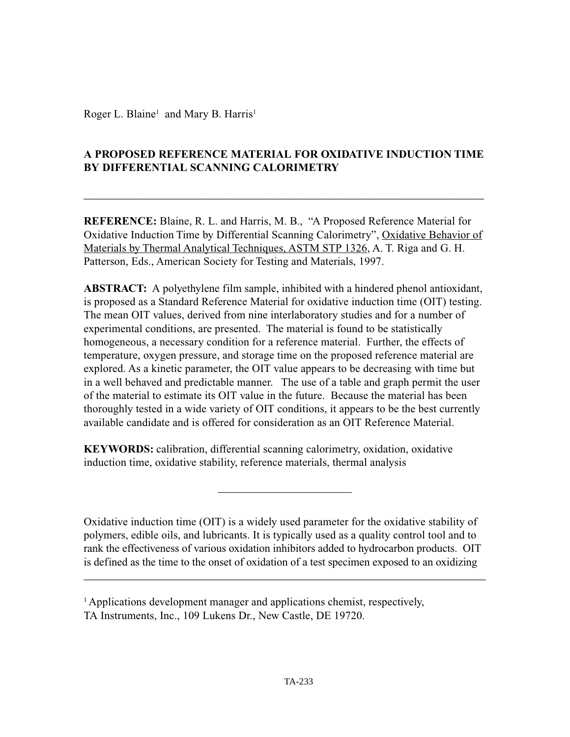Roger L. Blaine[1] and Mary B. Harris[1]

# A PROPOSED REFERENCE MATERIAL FOR OXIDATIVE INDUCTION TIME BY DIFFERENTIAL SCANNING CALORIMETRY

---

**REFERENCE:** Blaine, R. L. and Harris, M. B., "A Proposed Reference Material for Oxidative Induction Time by Differential Scanning Calorimetry", Oxidative Behavior of Materials by Thermal Analytical Techniques, ASTM STP 1326, A. T. Riga and G. H. Patterson, Eds., American Society for Testing and Materials, 1997.

**ABSTRACT:** A polyethylene film sample, inhibited with a hindered phenol antioxidant, is proposed as a Standard Reference Material for oxidative induction time (OIT) testing. The mean OIT values, derived from nine interlaboratory studies and for a number of experimental conditions, are presented. The material is found to be statistically homogeneous, a necessary condition for a reference material. Further, the effects of temperature, oxygen pressure, and storage time on the proposed reference material are explored. As a kinetic parameter, the OIT value appears to be decreasing with time but in a well behaved and predictable manner. The use of a table and graph permit the user of the material to estimate its OIT value in the future. Because the material has been thoroughly tested in a wide variety of OIT conditions, it appears to be the best currently available candidate and is offered for consideration as an OIT Reference Material.

**KEYWORDS:** calibration, differential scanning calorimetry, oxidation, oxidative induction time, oxidative stability, reference materials, thermal analysis

---

Oxidative induction time (OIT) is a widely used parameter for the oxidative stability of polymers, edible oils, and lubricants. It is typically used as a quality control tool and to rank the effectiveness of various oxidation inhibitors added to hydrocarbon products. OIT is defined as the time to the onset of oxidation of a test specimen exposed to an oxidizing

---

[1] Applications development manager and applications chemist, respectively, TA Instruments, Inc., 109 Lukens Dr., New Castle, DE 19720.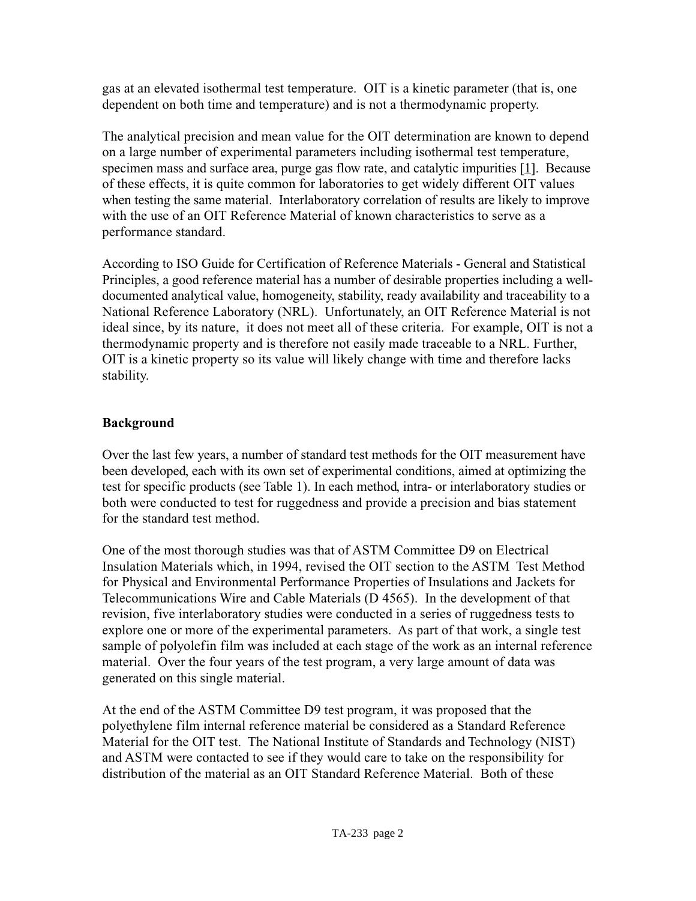gas at an elevated isothermal test temperature. OIT is a kinetic parameter (that is, one dependent on both time and temperature) and is not a thermodynamic property.

The analytical precision and mean value for the OIT determination are known to depend on a large number of experimental parameters including isothermal test temperature, specimen mass and surface area, purge gas flow rate, and catalytic impurities [1]. Because of these effects, it is quite common for laboratories to get widely different OIT values when testing the same material. Interlaboratory correlation of results are likely to improve with the use of an OIT Reference Material of known characteristics to serve as a performance standard.

According to ISO Guide for Certification of Reference Materials - General and Statistical Principles, a good reference material has a number of desirable properties including a well-documented analytical value, homogeneity, stability, ready availability and traceability to a National Reference Laboratory (NRL). Unfortunately, an OIT Reference Material is not ideal since, by its nature, it does not meet all of these criteria. For example, OIT is not a thermodynamic property and is therefore not easily made traceable to a NRL. Further, OIT is a kinetic property so its value will likely change with time and therefore lacks stability.

**Background**

Over the last few years, a number of standard test methods for the OIT measurement have been developed, each with its own set of experimental conditions, aimed at optimizing the test for specific products (see Table 1). In each method, intra- or interlaboratory studies or both were conducted to test for ruggedness and provide a precision and bias statement for the standard test method.

One of the most thorough studies was that of ASTM Committee D9 on Electrical Insulation Materials which, in 1994, revised the OIT section to the ASTM Test Method for Physical and Environmental Performance Properties of Insulations and Jackets for Telecommunications Wire and Cable Materials (D 4565). In the development of that revision, five interlaboratory studies were conducted in a series of ruggedness tests to explore one or more of the experimental parameters. As part of that work, a single test sample of polyolefin film was included at each stage of the work as an internal reference material. Over the four years of the test program, a very large amount of data was generated on this single material.

At the end of the ASTM Committee D9 test program, it was proposed that the polyethylene film internal reference material be considered as a Standard Reference Material for the OIT test. The National Institute of Standards and Technology (NIST) and ASTM were contacted to see if they would care to take on the responsibility for distribution of the material as an OIT Standard Reference Material. Both of these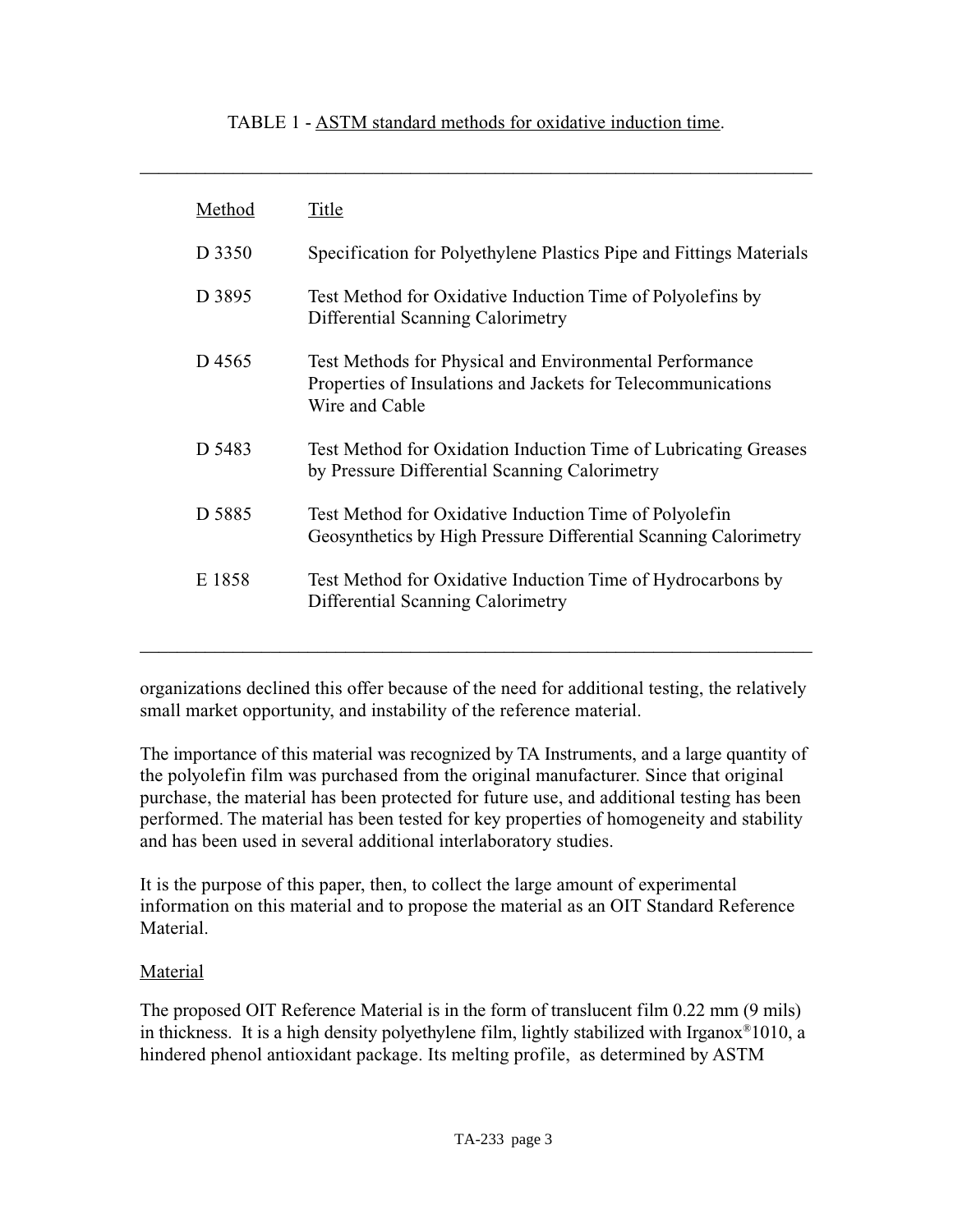TABLE 1 - ASTM standard methods for oxidative induction time.

| Method | Title |
|---|---|
| D 3350 | Specification for Polyethylene Plastics Pipe and Fittings Materials |
| D 3895 | Test Method for Oxidative Induction Time of Polyolefins by Differential Scanning Calorimetry |
| D 4565 | Test Methods for Physical and Environmental Performance Properties of Insulations and Jackets for Telecommunications Wire and Cable |
| D 5483 | Test Method for Oxidation Induction Time of Lubricating Greases by Pressure Differential Scanning Calorimetry |
| D 5885 | Test Method for Oxidative Induction Time of Polyolefin Geosynthetics by High Pressure Differential Scanning Calorimetry |
| E 1858 | Test Method for Oxidative Induction Time of Hydrocarbons by Differential Scanning Calorimetry |

organizations declined this offer because of the need for additional testing, the relatively small market opportunity, and instability of the reference material.

The importance of this material was recognized by TA Instruments, and a large quantity of the polyolefin film was purchased from the original manufacturer. Since that original purchase, the material has been protected for future use, and additional testing has been performed. The material has been tested for key properties of homogeneity and stability and has been used in several additional interlaboratory studies.

It is the purpose of this paper, then, to collect the large amount of experimental information on this material and to propose the material as an OIT Standard Reference Material.

## Material

The proposed OIT Reference Material is in the form of translucent film 0.22 mm (9 mils) in thickness. It is a high density polyethylene film, lightly stabilized with Irganox®1010, a hindered phenol antioxidant package. Its melting profile, as determined by ASTM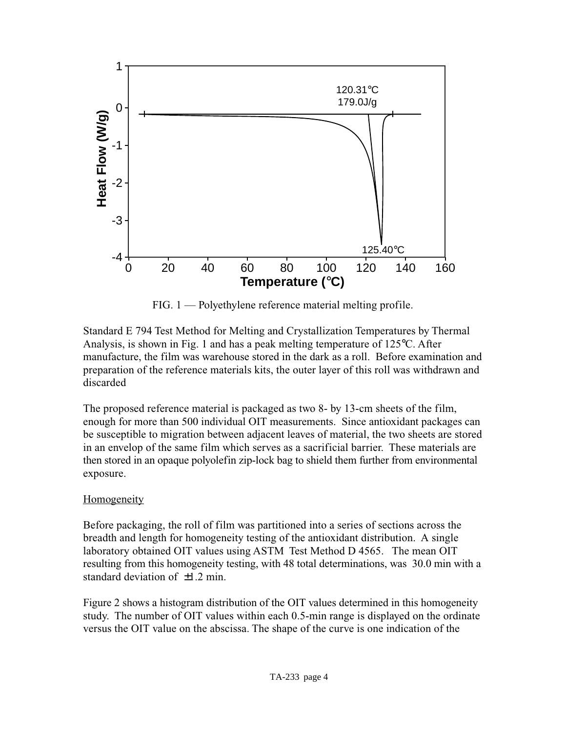FIG. 1 — Polyethylene reference material melting profile.

Standard E 794 Test Method for Melting and Crystallization Temperatures by Thermal Analysis, is shown in Fig. 1 and has a peak melting temperature of 125℃. After manufacture, the film was warehouse stored in the dark as a roll. Before examination and preparation of the reference materials kits, the outer layer of this roll was withdrawn and discarded

The proposed reference material is packaged as two 8- by 13-cm sheets of the film, enough for more than 500 individual OIT measurements. Since antioxidant packages can be susceptible to migration between adjacent leaves of material, the two sheets are stored in an envelop of the same film which serves as a sacrificial barrier. These materials are then stored in an opaque polyolefin zip-lock bag to shield them further from environmental exposure.

Homogeneity

Before packaging, the roll of film was partitioned into a series of sections across the breadth and length for homogeneity testing of the antioxidant distribution. A single laboratory obtained OIT values using ASTM Test Method D 4565. The mean OIT resulting from this homogeneity testing, with 48 total determinations, was 30.0 min with a standard deviation of ±1.2 min.

Figure 2 shows a histogram distribution of the OIT values determined in this homogeneity study. The number of OIT values within each 0.5-min range is displayed on the ordinate versus the OIT value on the abscissa. The shape of the curve is one indication of the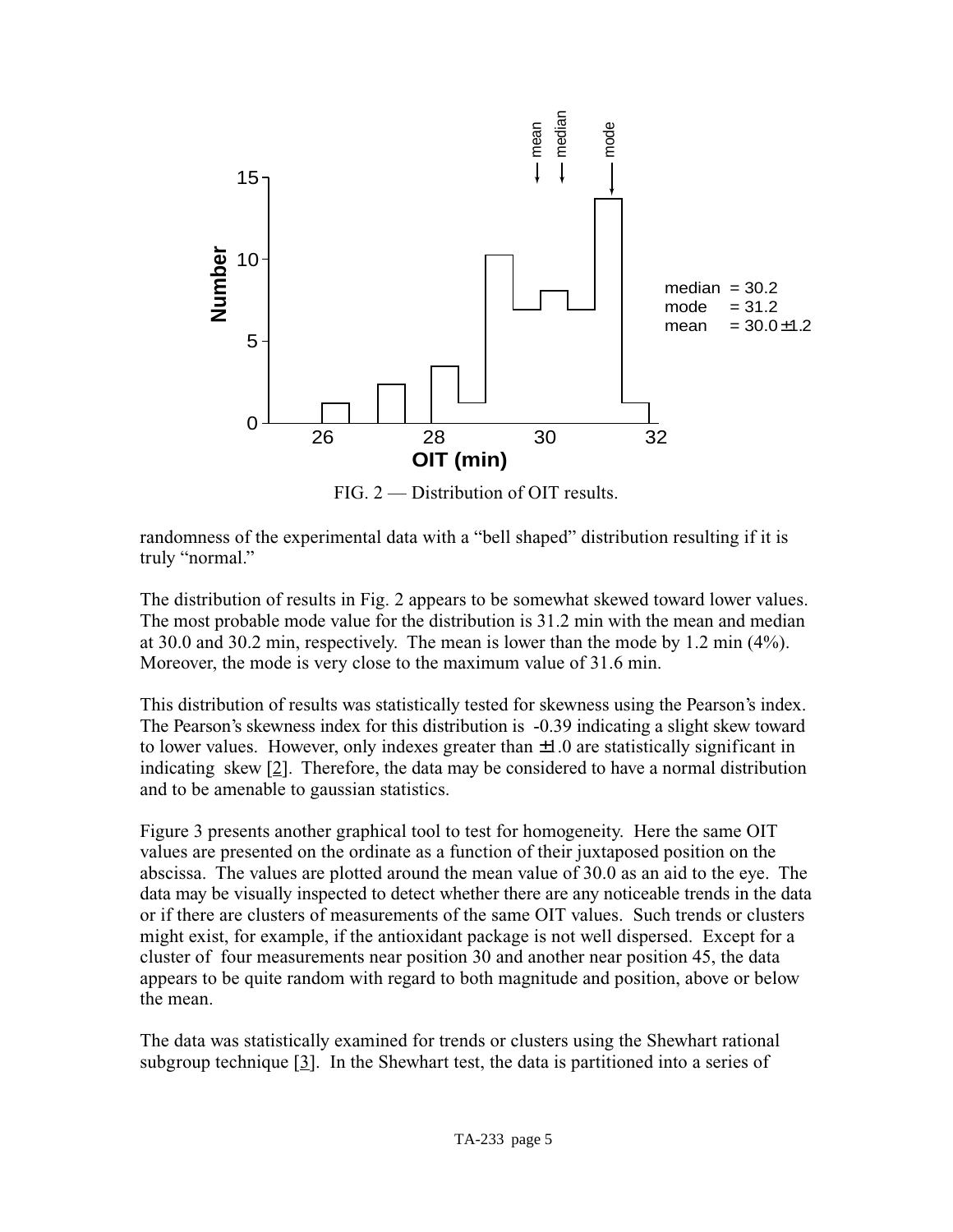FIG. 2 — Distribution of OIT results.

randomness of the experimental data with a "bell shaped" distribution resulting if it is truly "normal."

The distribution of results in Fig. 2 appears to be somewhat skewed toward lower values. The most probable mode value for the distribution is 31.2 min with the mean and median at 30.0 and 30.2 min, respectively. The mean is lower than the mode by 1.2 min (4%). Moreover, the mode is very close to the maximum value of 31.6 min.

This distribution of results was statistically tested for skewness using the Pearson's index. The Pearson's skewness index for this distribution is -0.39 indicating a slight skew toward to lower values. However, only indexes greater than ±1.0 are statistically significant in indicating skew [2]. Therefore, the data may be considered to have a normal distribution and to be amenable to gaussian statistics.

Figure 3 presents another graphical tool to test for homogeneity. Here the same OIT values are presented on the ordinate as a function of their juxtaposed position on the abscissa. The values are plotted around the mean value of 30.0 as an aid to the eye. The data may be visually inspected to detect whether there are any noticeable trends in the data or if there are clusters of measurements of the same OIT values. Such trends or clusters might exist, for example, if the antioxidant package is not well dispersed. Except for a cluster of four measurements near position 30 and another near position 45, the data appears to be quite random with regard to both magnitude and position, above or below the mean.

The data was statistically examined for trends or clusters using the Shewhart rational subgroup technique [3]. In the Shewhart test, the data is partitioned into a series of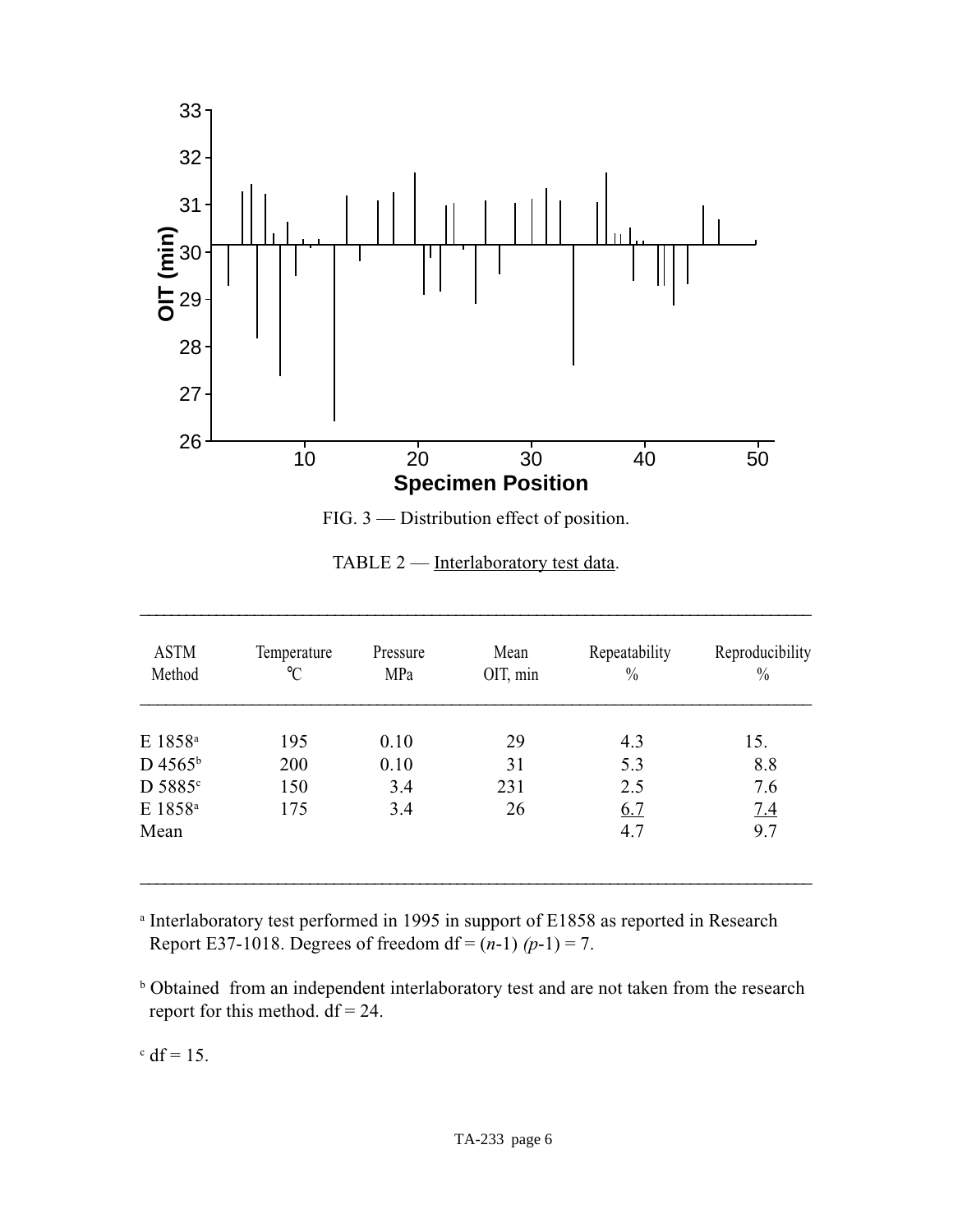FIG. 3 — Distribution effect of position.

TABLE 2 — Interlaboratory test data.

| ASTM Method | Temperature °C | Pressure MPa | Mean OIT, min | Repeatability % | Reproducibility % |
|---|---|---|---|---|---|
| E 1858[a] | 195 | 0.10 | 29 | 4.3 | 15. |
| D 4565[b] | 200 | 0.10 | 31 | 5.3 | 8.8 |
| D 5885[c] | 150 | 3.4 | 231 | 2.5 | 7.6 |
| E 1858[a] | 175 | 3.4 | 26 | 6.7 | 7.4 |
| Mean | | | | 4.7 | 9.7 |

[a] Interlaboratory test performed in 1995 in support of E1858 as reported in Research Report E37-1018. Degrees of freedom df = ($n$-1) ($p$-1) = 7.

[b] Obtained from an independent interlaboratory test and are not taken from the research report for this method. df = 24.

[c] df = 15.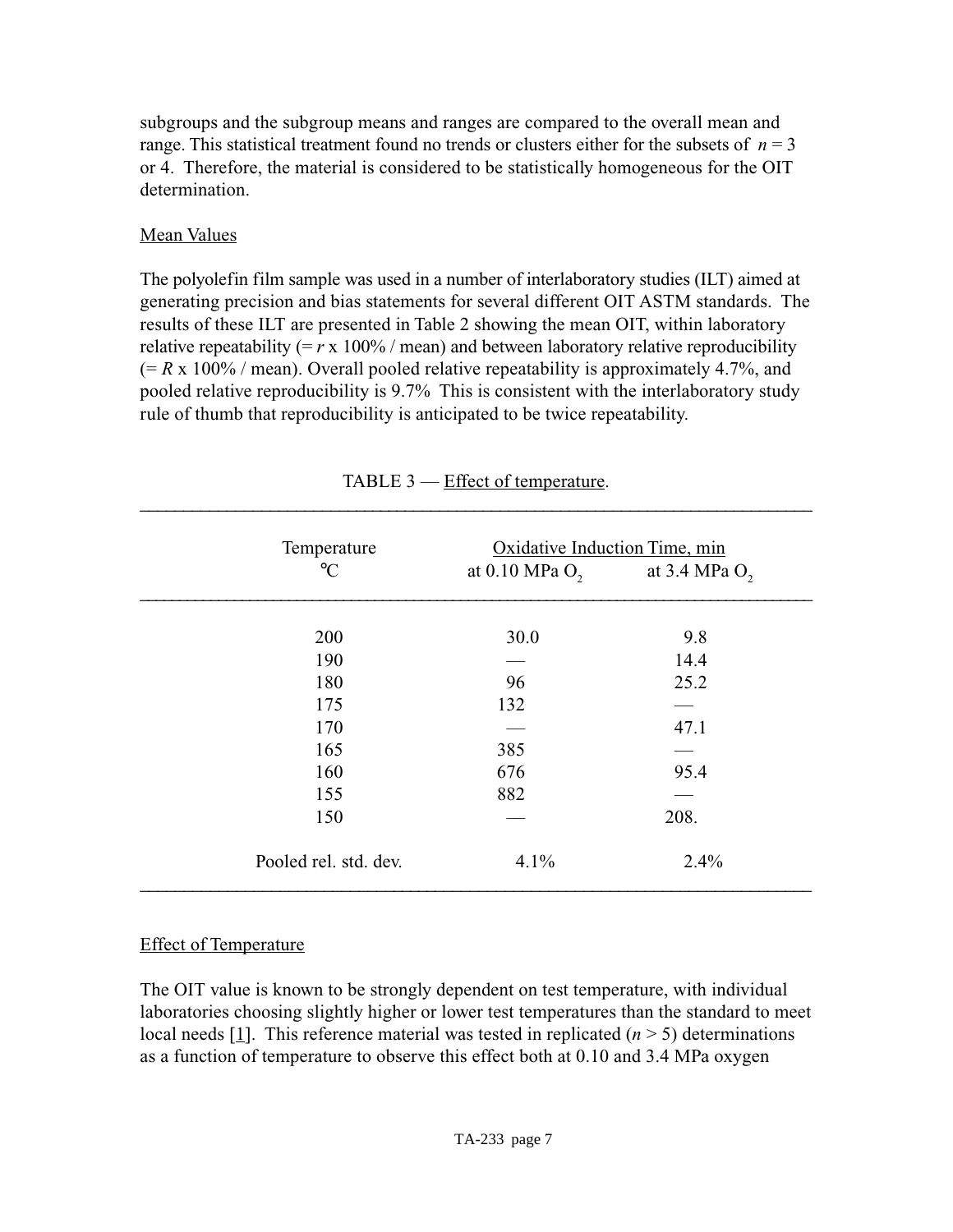subgroups and the subgroup means and ranges are compared to the overall mean and range. This statistical treatment found no trends or clusters either for the subsets of $n = 3$ or 4. Therefore, the material is considered to be statistically homogeneous for the OIT determination.

Mean Values

The polyolefin film sample was used in a number of interlaboratory studies (ILT) aimed at generating precision and bias statements for several different OIT ASTM standards. The results of these ILT are presented in Table 2 showing the mean OIT, within laboratory relative repeatability (= $r$ x 100% / mean) and between laboratory relative reproducibility (= $R$ x 100% / mean). Overall pooled relative repeatability is approximately 4.7%, and pooled relative reproducibility is 9.7% This is consistent with the interlaboratory study rule of thumb that reproducibility is anticipated to be twice repeatability.

TABLE 3 — Effect of temperature.

| Temperature | Oxidative Induction Time, min | |
|---|---|---|
| °C | at 0.10 MPa $O_2$ | at 3.4 MPa $O_2$ |
| 200 | 30.0 | 9.8 |
| 190 | — | 14.4 |
| 180 | 96 | 25.2 |
| 175 | 132 | — |
| 170 | — | 47.1 |
| 165 | 385 | — |
| 160 | 676 | 95.4 |
| 155 | 882 | — |
| 150 | — | 208. |
| Pooled rel. std. dev. | 4.1% | 2.4% |

Effect of Temperature

The OIT value is known to be strongly dependent on test temperature, with individual laboratories choosing slightly higher or lower test temperatures than the standard to meet local needs [1]. This reference material was tested in replicated ($n > 5$) determinations as a function of temperature to observe this effect both at 0.10 and 3.4 MPa oxygen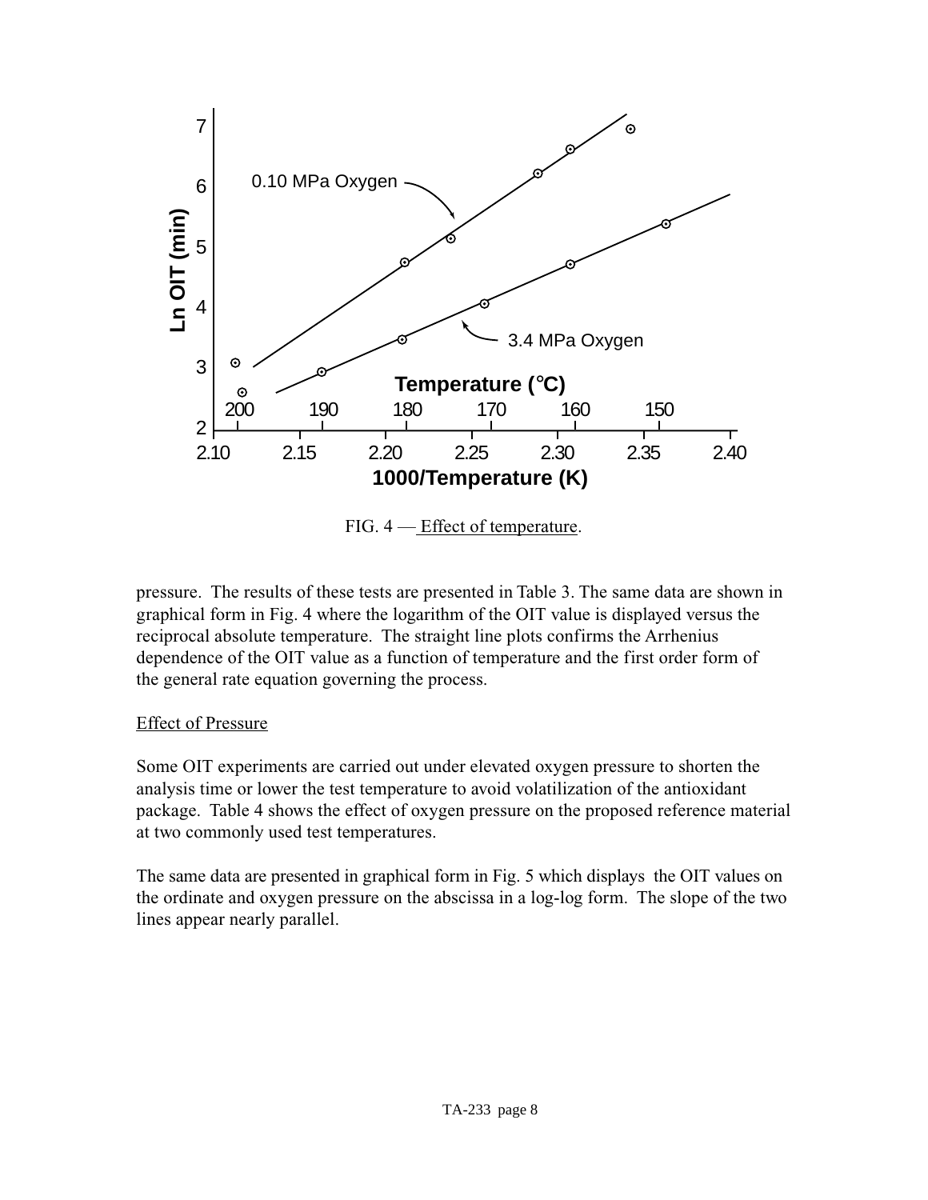FIG. 4 — Effect of temperature.

pressure. The results of these tests are presented in Table 3. The same data are shown in graphical form in Fig. 4 where the logarithm of the OIT value is displayed versus the reciprocal absolute temperature. The straight line plots confirms the Arrhenius dependence of the OIT value as a function of temperature and the first order form of the general rate equation governing the process.

## Effect of Pressure

Some OIT experiments are carried out under elevated oxygen pressure to shorten the analysis time or lower the test temperature to avoid volatilization of the antioxidant package. Table 4 shows the effect of oxygen pressure on the proposed reference material at two commonly used test temperatures.

The same data are presented in graphical form in Fig. 5 which displays the OIT values on the ordinate and oxygen pressure on the abscissa in a log-log form. The slope of the two lines appear nearly parallel.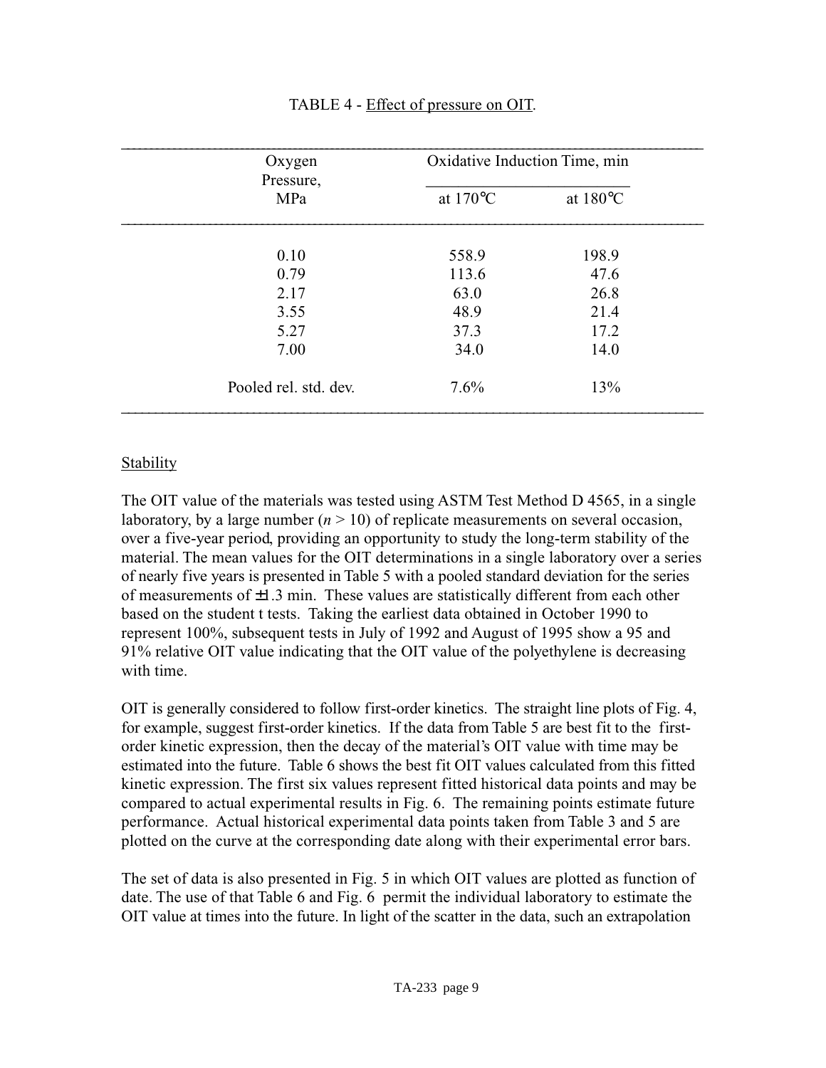TABLE 4 - Effect of pressure on OIT.

| Oxygen Pressure, MPa | Oxidative Induction Time, min | |
|---|---|---|
| | at 170°C | at 180°C |
| 0.10 | 558.9 | 198.9 |
| 0.79 | 113.6 | 47.6 |
| 2.17 | 63.0 | 26.8 |
| 3.55 | 48.9 | 21.4 |
| 5.27 | 37.3 | 17.2 |
| 7.00 | 34.0 | 14.0 |
| Pooled rel. std. dev. | 7.6% | 13% |

## Stability

The OIT value of the materials was tested using ASTM Test Method D 4565, in a single laboratory, by a large number ($n$ > 10) of replicate measurements on several occasion, over a five-year period, providing an opportunity to study the long-term stability of the material. The mean values for the OIT determinations in a single laboratory over a series of nearly five years is presented in Table 5 with a pooled standard deviation for the series of measurements of ±1.3 min. These values are statistically different from each other based on the student t tests. Taking the earliest data obtained in October 1990 to represent 100%, subsequent tests in July of 1992 and August of 1995 show a 95 and 91% relative OIT value indicating that the OIT value of the polyethylene is decreasing with time.

OIT is generally considered to follow first-order kinetics. The straight line plots of Fig. 4, for example, suggest first-order kinetics. If the data from Table 5 are best fit to the first-order kinetic expression, then the decay of the material's OIT value with time may be estimated into the future. Table 6 shows the best fit OIT values calculated from this fitted kinetic expression. The first six values represent fitted historical data points and may be compared to actual experimental results in Fig. 6. The remaining points estimate future performance. Actual historical experimental data points taken from Table 3 and 5 are plotted on the curve at the corresponding date along with their experimental error bars.

The set of data is also presented in Fig. 5 in which OIT values are plotted as function of date. The use of that Table 6 and Fig. 6 permit the individual laboratory to estimate the OIT value at times into the future. In light of the scatter in the data, such an extrapolation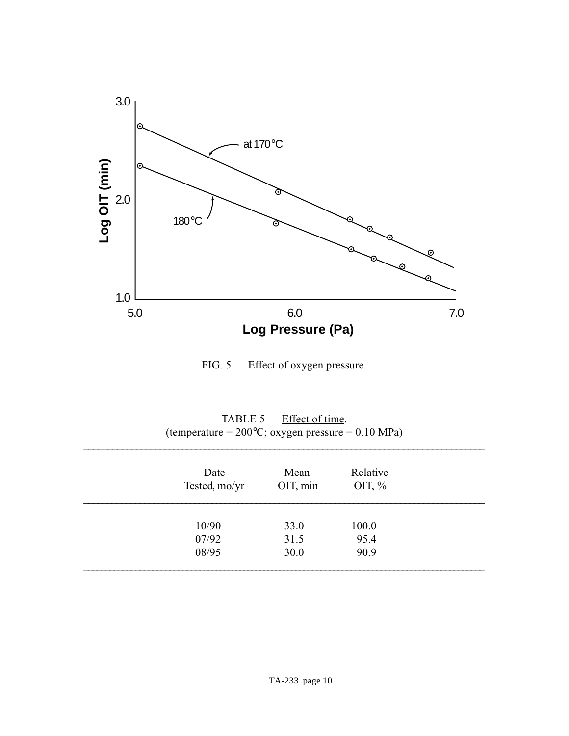FIG. 5 — Effect of oxygen pressure.

TABLE 5 — Effect of time.
(temperature = 200°C; oxygen pressure = 0.10 MPa)

| Date Tested, mo/yr | Mean OIT, min | Relative OIT, % |
|---|---|---|
| 10/90 | 33.0 | 100.0 |
| 07/92 | 31.5 | 95.4 |
| 08/95 | 30.0 | 90.9 |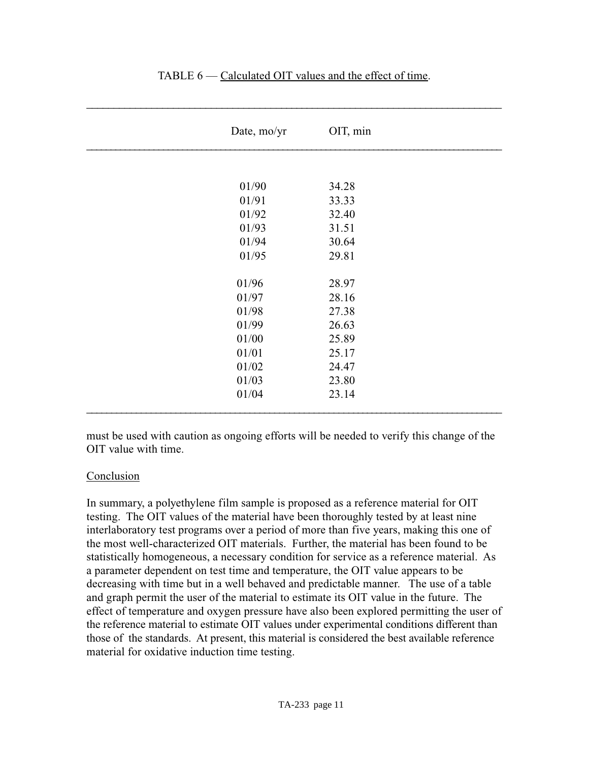TABLE 6 — Calculated OIT values and the effect of time.

| Date, mo/yr | OIT, min |
|---|---|
| 01/90 | 34.28 |
| 01/91 | 33.33 |
| 01/92 | 32.40 |
| 01/93 | 31.51 |
| 01/94 | 30.64 |
| 01/95 | 29.81 |
| 01/96 | 28.97 |
| 01/97 | 28.16 |
| 01/98 | 27.38 |
| 01/99 | 26.63 |
| 01/00 | 25.89 |
| 01/01 | 25.17 |
| 01/02 | 24.47 |
| 01/03 | 23.80 |
| 01/04 | 23.14 |

must be used with caution as ongoing efforts will be needed to verify this change of the OIT value with time.

## Conclusion

In summary, a polyethylene film sample is proposed as a reference material for OIT testing. The OIT values of the material have been thoroughly tested by at least nine interlaboratory test programs over a period of more than five years, making this one of the most well-characterized OIT materials. Further, the material has been found to be statistically homogeneous, a necessary condition for service as a reference material. As a parameter dependent on test time and temperature, the OIT value appears to be decreasing with time but in a well behaved and predictable manner. The use of a table and graph permit the user of the material to estimate its OIT value in the future. The effect of temperature and oxygen pressure have also been explored permitting the user of the reference material to estimate OIT values under experimental conditions different than those of the standards. At present, this material is considered the best available reference material for oxidative induction time testing.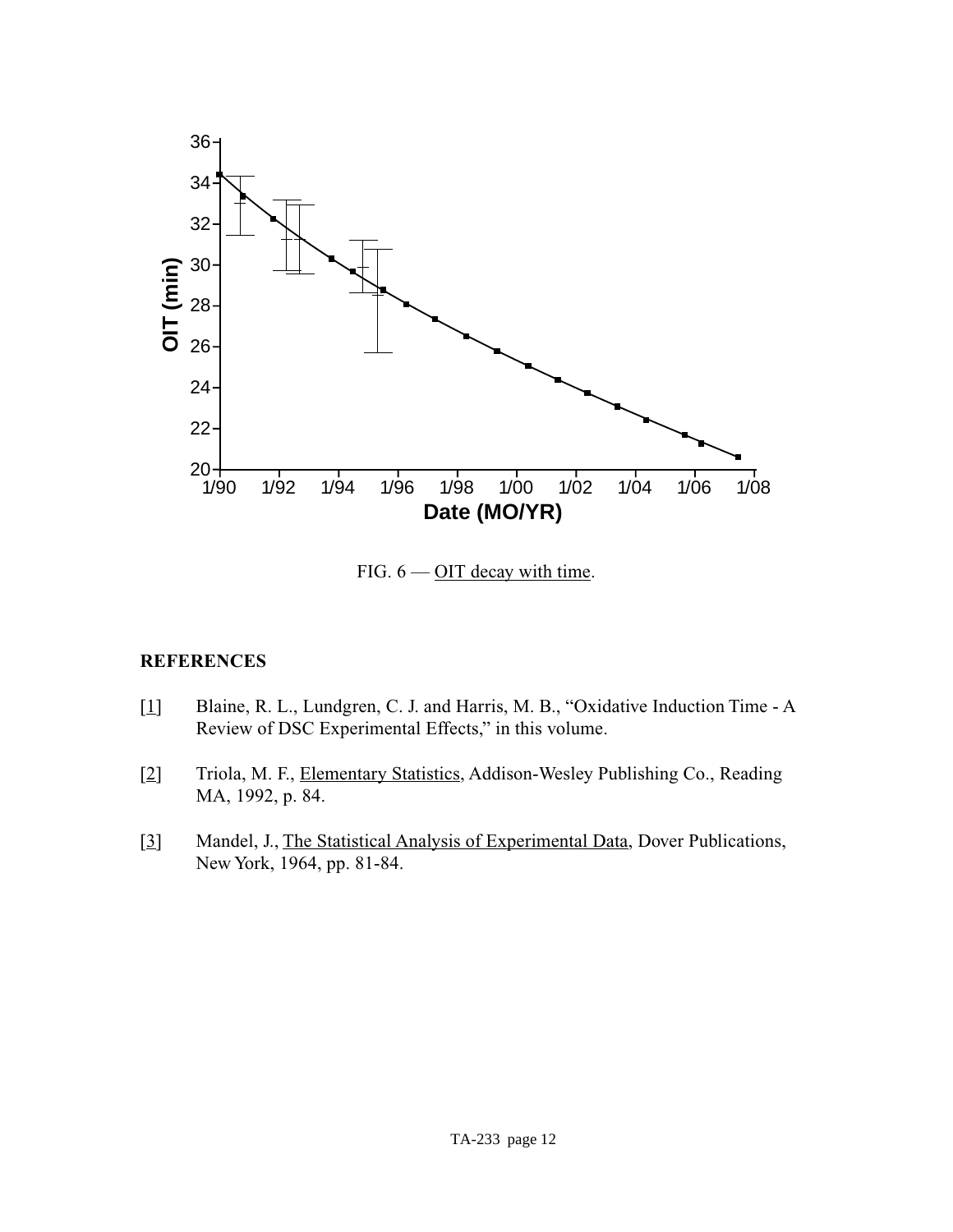36
34
32
30
28
26
24
22
20
OIT (min)
1/90 1/92 1/94 1/96 1/98 1/00 1/02 1/04 1/06 1/08
Date (MO/YR)

FIG. 6 — OIT decay with time.

## REFERENCES

[1] Blaine, R. L., Lundgren, C. J. and Harris, M. B., "Oxidative Induction Time - A Review of DSC Experimental Effects," in this volume.

[2] Triola, M. F., Elementary Statistics, Addison-Wesley Publishing Co., Reading MA, 1992, p. 84.

[3] Mandel, J., The Statistical Analysis of Experimental Data, Dover Publications, New York, 1964, pp. 81-84.